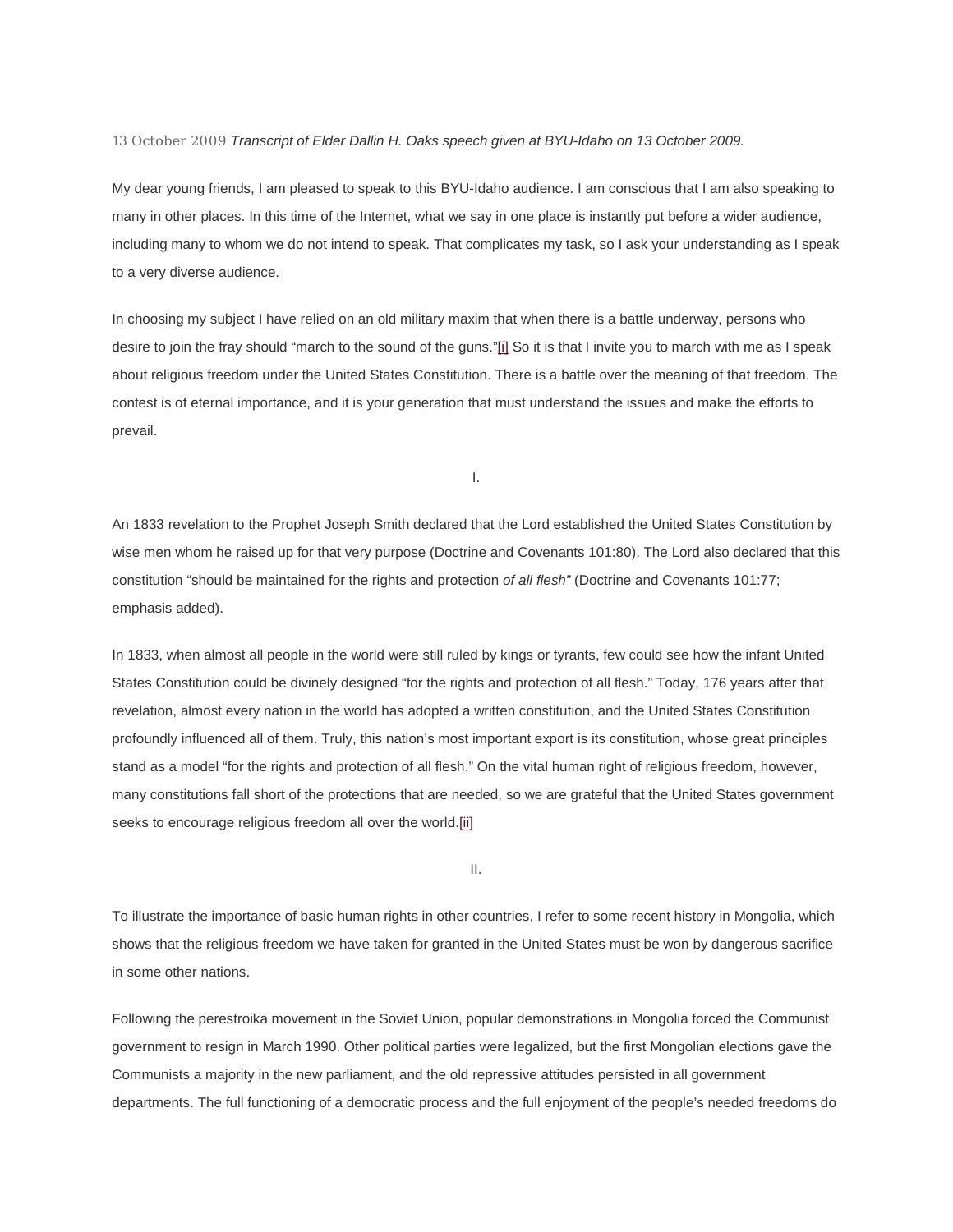13 October 2009 *Transcript of Elder Dallin H. Oaks speech given at BYU-Idaho on 13 October 2009.*

My dear young friends, I am pleased to speak to this BYU-Idaho audience. I am conscious that I am also speaking to many in other places. In this time of the Internet, what we say in one place is instantly put before a wider audience, including many to whom we do not intend to speak. That complicates my task, so I ask your understanding as I speak to a very diverse audience.

In choosing my subject I have relied on an old military maxim that when there is a battle underway, persons who desire to join the fray should "march to the sound of the guns."[i] So it is that I invite you to march with me as I speak about religious freedom under the United States Constitution. There is a battle over the meaning of that freedom. The contest is of eternal importance, and it is your generation that must understand the issues and make the efforts to prevail.

I.

An 1833 revelation to the Prophet Joseph Smith declared that the Lord established the United States Constitution by wise men whom he raised up for that very purpose (Doctrine and Covenants 101:80). The Lord also declared that this constitution "should be maintained for the rights and protection *of all flesh"* (Doctrine and Covenants 101:77; emphasis added).

In 1833, when almost all people in the world were still ruled by kings or tyrants, few could see how the infant United States Constitution could be divinely designed "for the rights and protection of all flesh." Today, 176 years after that revelation, almost every nation in the world has adopted a written constitution, and the United States Constitution profoundly influenced all of them. Truly, this nation's most important export is its constitution, whose great principles stand as a model "for the rights and protection of all flesh." On the vital human right of religious freedom, however, many constitutions fall short of the protections that are needed, so we are grateful that the United States government seeks to encourage religious freedom all over the world.[ii]

II.

To illustrate the importance of basic human rights in other countries, I refer to some recent history in Mongolia, which shows that the religious freedom we have taken for granted in the United States must be won by dangerous sacrifice in some other nations.

Following the perestroika movement in the Soviet Union, popular demonstrations in Mongolia forced the Communist government to resign in March 1990. Other political parties were legalized, but the first Mongolian elections gave the Communists a majority in the new parliament, and the old repressive attitudes persisted in all government departments. The full functioning of a democratic process and the full enjoyment of the people's needed freedoms do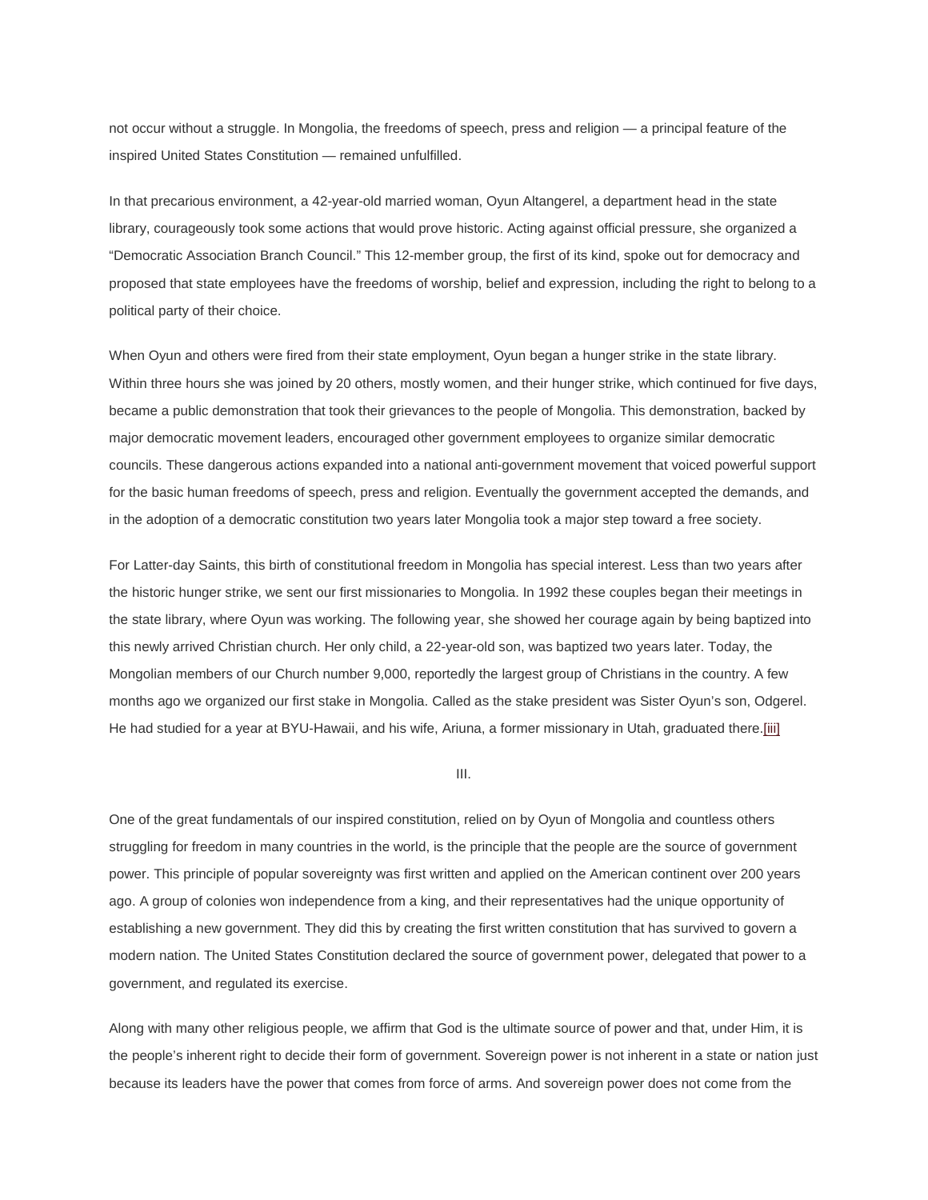not occur without a struggle. In Mongolia, the freedoms of speech, press and religion — a principal feature of the inspired United States Constitution — remained unfulfilled.

In that precarious environment, a 42-year-old married woman, Oyun Altangerel, a department head in the state library, courageously took some actions that would prove historic. Acting against official pressure, she organized a "Democratic Association Branch Council." This 12-member group, the first of its kind, spoke out for democracy and proposed that state employees have the freedoms of worship, belief and expression, including the right to belong to a political party of their choice.

When Oyun and others were fired from their state employment, Oyun began a hunger strike in the state library. Within three hours she was joined by 20 others, mostly women, and their hunger strike, which continued for five days, became a public demonstration that took their grievances to the people of Mongolia. This demonstration, backed by major democratic movement leaders, encouraged other government employees to organize similar democratic councils. These dangerous actions expanded into a national anti-government movement that voiced powerful support for the basic human freedoms of speech, press and religion. Eventually the government accepted the demands, and in the adoption of a democratic constitution two years later Mongolia took a major step toward a free society.

For Latter-day Saints, this birth of constitutional freedom in Mongolia has special interest. Less than two years after the historic hunger strike, we sent our first missionaries to Mongolia. In 1992 these couples began their meetings in the state library, where Oyun was working. The following year, she showed her courage again by being baptized into this newly arrived Christian church. Her only child, a 22-year-old son, was baptized two years later. Today, the Mongolian members of our Church number 9,000, reportedly the largest group of Christians in the country. A few months ago we organized our first stake in Mongolia. Called as the stake president was Sister Oyun's son, Odgerel. He had studied for a year at BYU-Hawaii, and his wife, Ariuna, a former missionary in Utah, graduated there.[iii]

III.

One of the great fundamentals of our inspired constitution, relied on by Oyun of Mongolia and countless others struggling for freedom in many countries in the world, is the principle that the people are the source of government power. This principle of popular sovereignty was first written and applied on the American continent over 200 years ago. A group of colonies won independence from a king, and their representatives had the unique opportunity of establishing a new government. They did this by creating the first written constitution that has survived to govern a modern nation. The United States Constitution declared the source of government power, delegated that power to a government, and regulated its exercise.

Along with many other religious people, we affirm that God is the ultimate source of power and that, under Him, it is the people's inherent right to decide their form of government. Sovereign power is not inherent in a state or nation just because its leaders have the power that comes from force of arms. And sovereign power does not come from the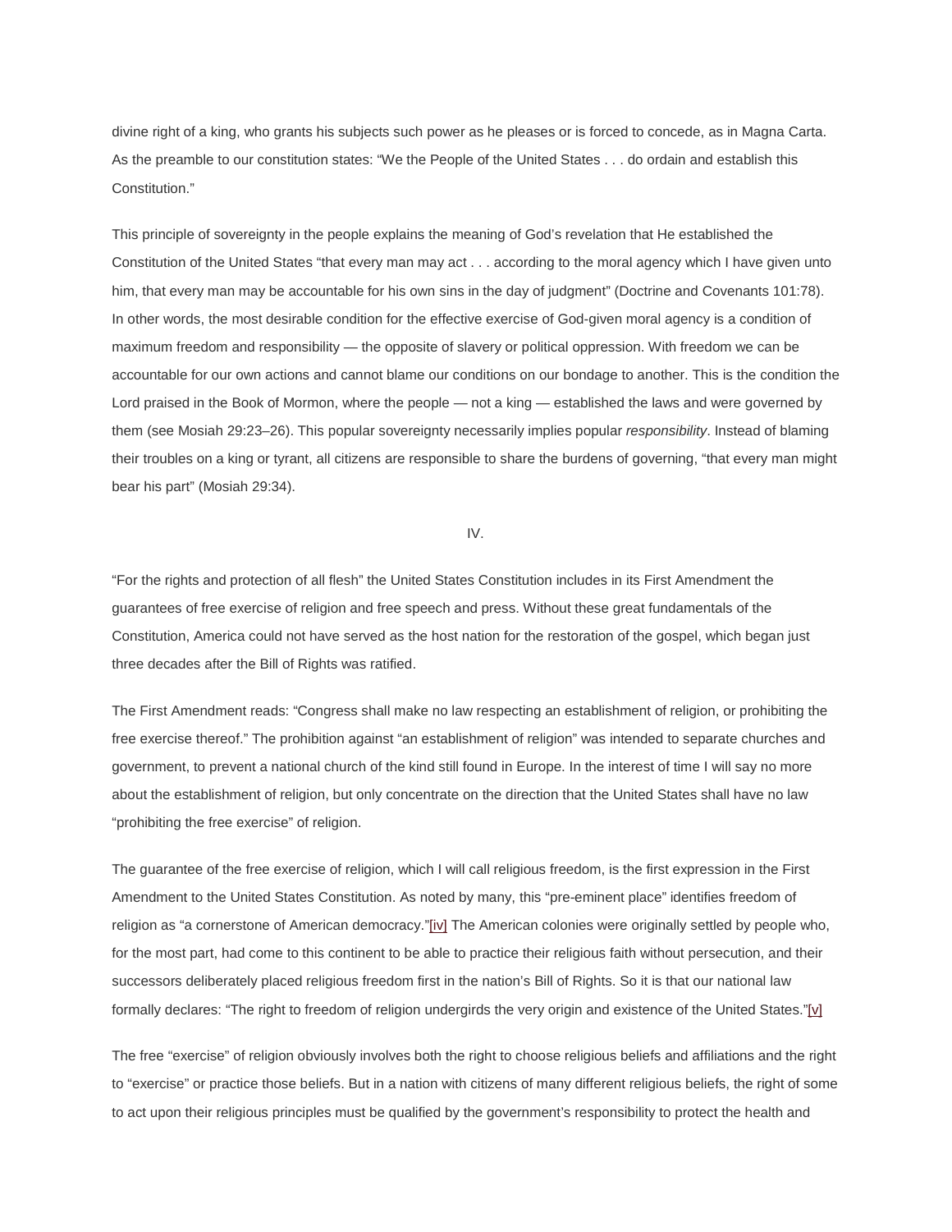divine right of a king, who grants his subjects such power as he pleases or is forced to concede, as in Magna Carta. As the preamble to our constitution states: "We the People of the United States . . . do ordain and establish this Constitution."

This principle of sovereignty in the people explains the meaning of God's revelation that He established the Constitution of the United States "that every man may act . . . according to the moral agency which I have given unto him, that every man may be accountable for his own sins in the day of judgment" (Doctrine and Covenants 101:78). In other words, the most desirable condition for the effective exercise of God-given moral agency is a condition of maximum freedom and responsibility — the opposite of slavery or political oppression. With freedom we can be accountable for our own actions and cannot blame our conditions on our bondage to another. This is the condition the Lord praised in the Book of Mormon, where the people — not a king — established the laws and were governed by them (see Mosiah 29:23–26). This popular sovereignty necessarily implies popular *responsibility*. Instead of blaming their troubles on a king or tyrant, all citizens are responsible to share the burdens of governing, "that every man might bear his part" (Mosiah 29:34).

IV.

"For the rights and protection of all flesh" the United States Constitution includes in its First Amendment the guarantees of free exercise of religion and free speech and press. Without these great fundamentals of the Constitution, America could not have served as the host nation for the restoration of the gospel, which began just three decades after the Bill of Rights was ratified.

The First Amendment reads: "Congress shall make no law respecting an establishment of religion, or prohibiting the free exercise thereof." The prohibition against "an establishment of religion" was intended to separate churches and government, to prevent a national church of the kind still found in Europe. In the interest of time I will say no more about the establishment of religion, but only concentrate on the direction that the United States shall have no law "prohibiting the free exercise" of religion.

The guarantee of the free exercise of religion, which I will call religious freedom, is the first expression in the First Amendment to the United States Constitution. As noted by many, this "pre-eminent place" identifies freedom of religion as "a cornerstone of American democracy."[iv] The American colonies were originally settled by people who, for the most part, had come to this continent to be able to practice their religious faith without persecution, and their successors deliberately placed religious freedom first in the nation's Bill of Rights. So it is that our national law formally declares: "The right to freedom of religion undergirds the very origin and existence of the United States."[v]

The free "exercise" of religion obviously involves both the right to choose religious beliefs and affiliations and the right to "exercise" or practice those beliefs. But in a nation with citizens of many different religious beliefs, the right of some to act upon their religious principles must be qualified by the government's responsibility to protect the health and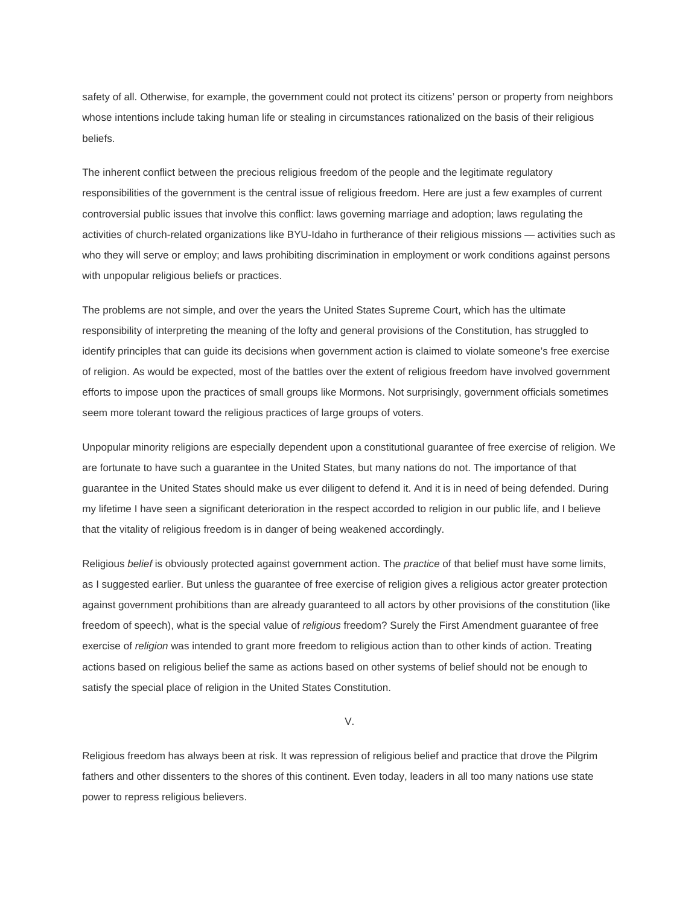safety of all. Otherwise, for example, the government could not protect its citizens' person or property from neighbors whose intentions include taking human life or stealing in circumstances rationalized on the basis of their religious beliefs.

The inherent conflict between the precious religious freedom of the people and the legitimate regulatory responsibilities of the government is the central issue of religious freedom. Here are just a few examples of current controversial public issues that involve this conflict: laws governing marriage and adoption; laws regulating the activities of church-related organizations like BYU-Idaho in furtherance of their religious missions — activities such as who they will serve or employ; and laws prohibiting discrimination in employment or work conditions against persons with unpopular religious beliefs or practices.

The problems are not simple, and over the years the United States Supreme Court, which has the ultimate responsibility of interpreting the meaning of the lofty and general provisions of the Constitution, has struggled to identify principles that can guide its decisions when government action is claimed to violate someone's free exercise of religion. As would be expected, most of the battles over the extent of religious freedom have involved government efforts to impose upon the practices of small groups like Mormons. Not surprisingly, government officials sometimes seem more tolerant toward the religious practices of large groups of voters.

Unpopular minority religions are especially dependent upon a constitutional guarantee of free exercise of religion. We are fortunate to have such a guarantee in the United States, but many nations do not. The importance of that guarantee in the United States should make us ever diligent to defend it. And it is in need of being defended. During my lifetime I have seen a significant deterioration in the respect accorded to religion in our public life, and I believe that the vitality of religious freedom is in danger of being weakened accordingly.

Religious *belief* is obviously protected against government action. The *practice* of that belief must have some limits, as I suggested earlier. But unless the guarantee of free exercise of religion gives a religious actor greater protection against government prohibitions than are already guaranteed to all actors by other provisions of the constitution (like freedom of speech), what is the special value of *religious* freedom? Surely the First Amendment guarantee of free exercise of *religion* was intended to grant more freedom to religious action than to other kinds of action. Treating actions based on religious belief the same as actions based on other systems of belief should not be enough to satisfy the special place of religion in the United States Constitution.

## V.

Religious freedom has always been at risk. It was repression of religious belief and practice that drove the Pilgrim fathers and other dissenters to the shores of this continent. Even today, leaders in all too many nations use state power to repress religious believers.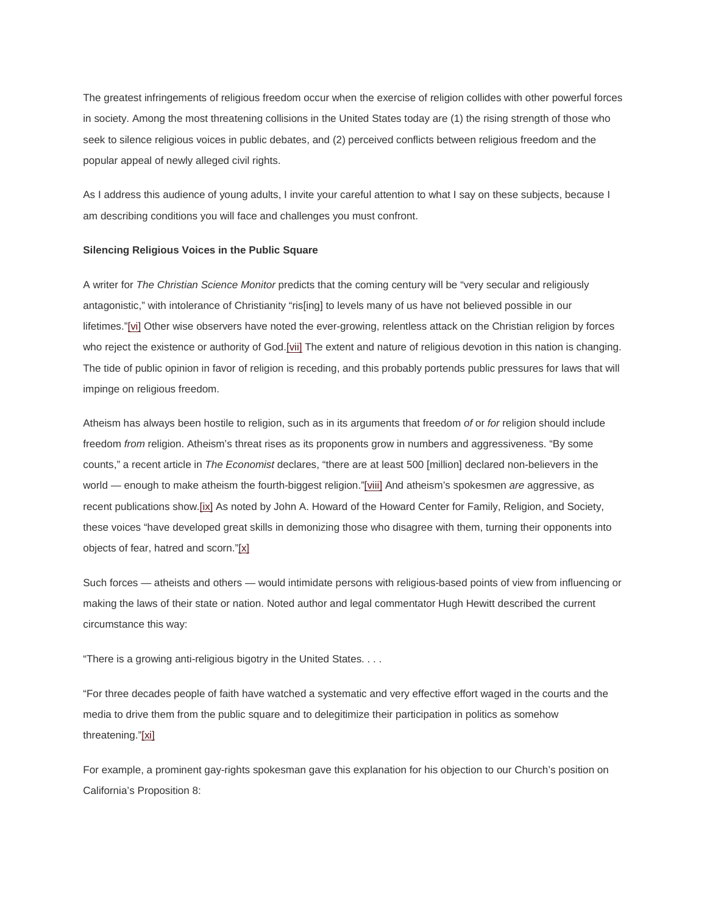The greatest infringements of religious freedom occur when the exercise of religion collides with other powerful forces in society. Among the most threatening collisions in the United States today are (1) the rising strength of those who seek to silence religious voices in public debates, and (2) perceived conflicts between religious freedom and the popular appeal of newly alleged civil rights.

As I address this audience of young adults, I invite your careful attention to what I say on these subjects, because I am describing conditions you will face and challenges you must confront.

**Silencing Religious Voices in the Public Square**

A writer for *The Christian Science Monitor* predicts that the coming century will be "very secular and religiously antagonistic," with intolerance of Christianity "ris[ing] to levels many of us have not believed possible in our lifetimes."[vi] Other wise observers have noted the ever-growing, relentless attack on the Christian religion by forces who reject the existence or authority of God.[vii] The extent and nature of religious devotion in this nation is changing. The tide of public opinion in favor of religion is receding, and this probably portends public pressures for laws that will impinge on religious freedom.

Atheism has always been hostile to religion, such as in its arguments that freedom *of* or *for* religion should include freedom *from* religion. Atheism's threat rises as its proponents grow in numbers and aggressiveness. "By some counts," a recent article in *The Economist* declares, "there are at least 500 [million] declared non-believers in the world — enough to make atheism the fourth-biggest religion."[viii] And atheism's spokesmen *are* aggressive, as recent publications show.[ix] As noted by John A. Howard of the Howard Center for Family, Religion, and Society, these voices "have developed great skills in demonizing those who disagree with them, turning their opponents into objects of fear, hatred and scorn."[x]

Such forces — atheists and others — would intimidate persons with religious-based points of view from influencing or making the laws of their state or nation. Noted author and legal commentator Hugh Hewitt described the current circumstance this way:

"There is a growing anti-religious bigotry in the United States. . . .

"For three decades people of faith have watched a systematic and very effective effort waged in the courts and the media to drive them from the public square and to delegitimize their participation in politics as somehow threatening."[xi]

For example, a prominent gay-rights spokesman gave this explanation for his objection to our Church's position on California's Proposition 8: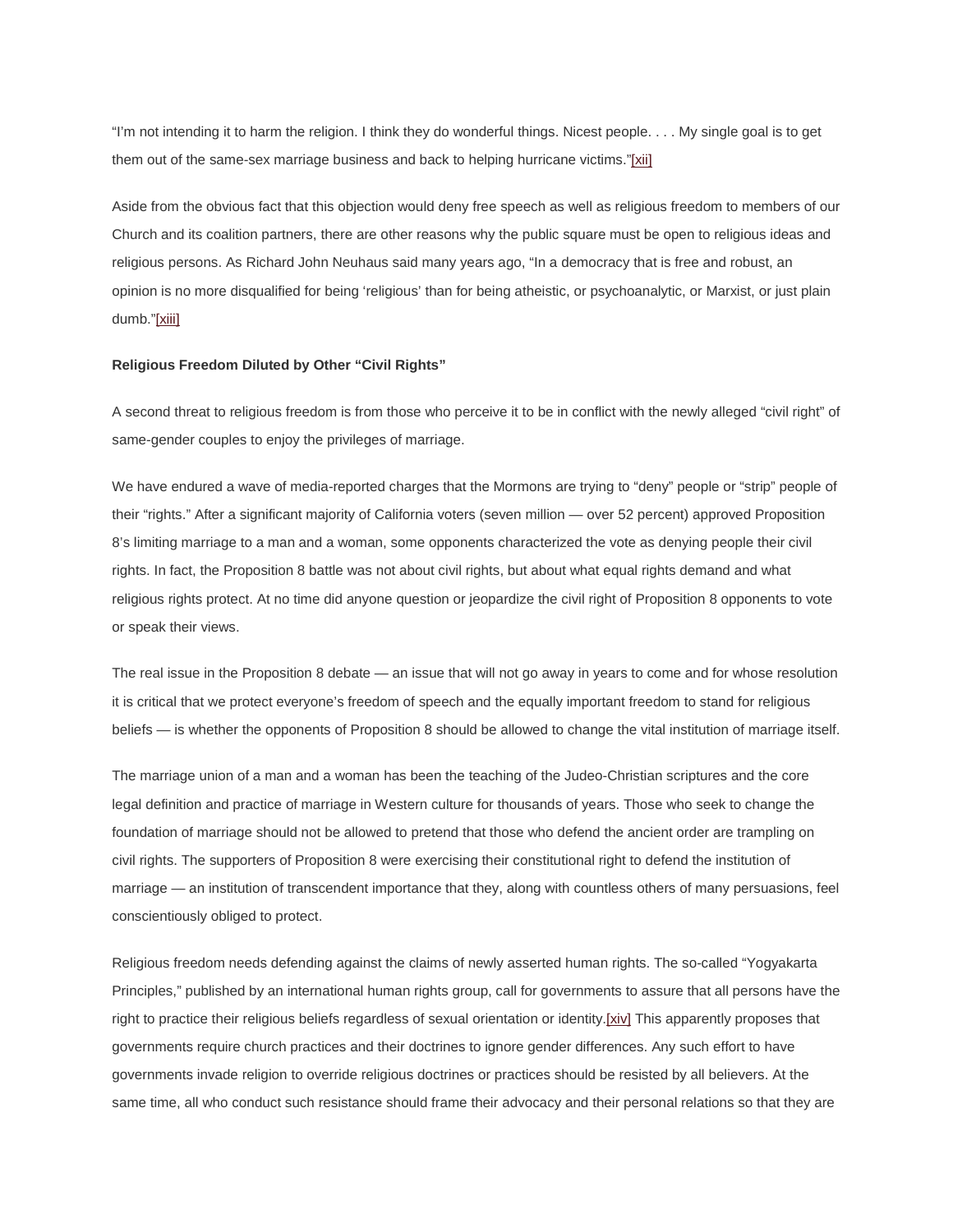"I'm not intending it to harm the religion. I think they do wonderful things. Nicest people. . . . My single goal is to get them out of the same-sex marriage business and back to helping hurricane victims."[xii]

Aside from the obvious fact that this objection would deny free speech as well as religious freedom to members of our Church and its coalition partners, there are other reasons why the public square must be open to religious ideas and religious persons. As Richard John Neuhaus said many years ago, "In a democracy that is free and robust, an opinion is no more disqualified for being 'religious' than for being atheistic, or psychoanalytic, or Marxist, or just plain dumb."[xiii]

**Religious Freedom Diluted by Other "Civil Rights"**

A second threat to religious freedom is from those who perceive it to be in conflict with the newly alleged "civil right" of same-gender couples to enjoy the privileges of marriage.

We have endured a wave of media-reported charges that the Mormons are trying to "deny" people or "strip" people of their "rights." After a significant majority of California voters (seven million — over 52 percent) approved Proposition 8's limiting marriage to a man and a woman, some opponents characterized the vote as denying people their civil rights. In fact, the Proposition 8 battle was not about civil rights, but about what equal rights demand and what religious rights protect. At no time did anyone question or jeopardize the civil right of Proposition 8 opponents to vote or speak their views.

The real issue in the Proposition 8 debate — an issue that will not go away in years to come and for whose resolution it is critical that we protect everyone's freedom of speech and the equally important freedom to stand for religious beliefs — is whether the opponents of Proposition 8 should be allowed to change the vital institution of marriage itself.

The marriage union of a man and a woman has been the teaching of the Judeo-Christian scriptures and the core legal definition and practice of marriage in Western culture for thousands of years. Those who seek to change the foundation of marriage should not be allowed to pretend that those who defend the ancient order are trampling on civil rights. The supporters of Proposition 8 were exercising their constitutional right to defend the institution of marriage — an institution of transcendent importance that they, along with countless others of many persuasions, feel conscientiously obliged to protect.

Religious freedom needs defending against the claims of newly asserted human rights. The so-called "Yogyakarta Principles," published by an international human rights group, call for governments to assure that all persons have the right to practice their religious beliefs regardless of sexual orientation or identity.[xiv] This apparently proposes that governments require church practices and their doctrines to ignore gender differences. Any such effort to have governments invade religion to override religious doctrines or practices should be resisted by all believers. At the same time, all who conduct such resistance should frame their advocacy and their personal relations so that they are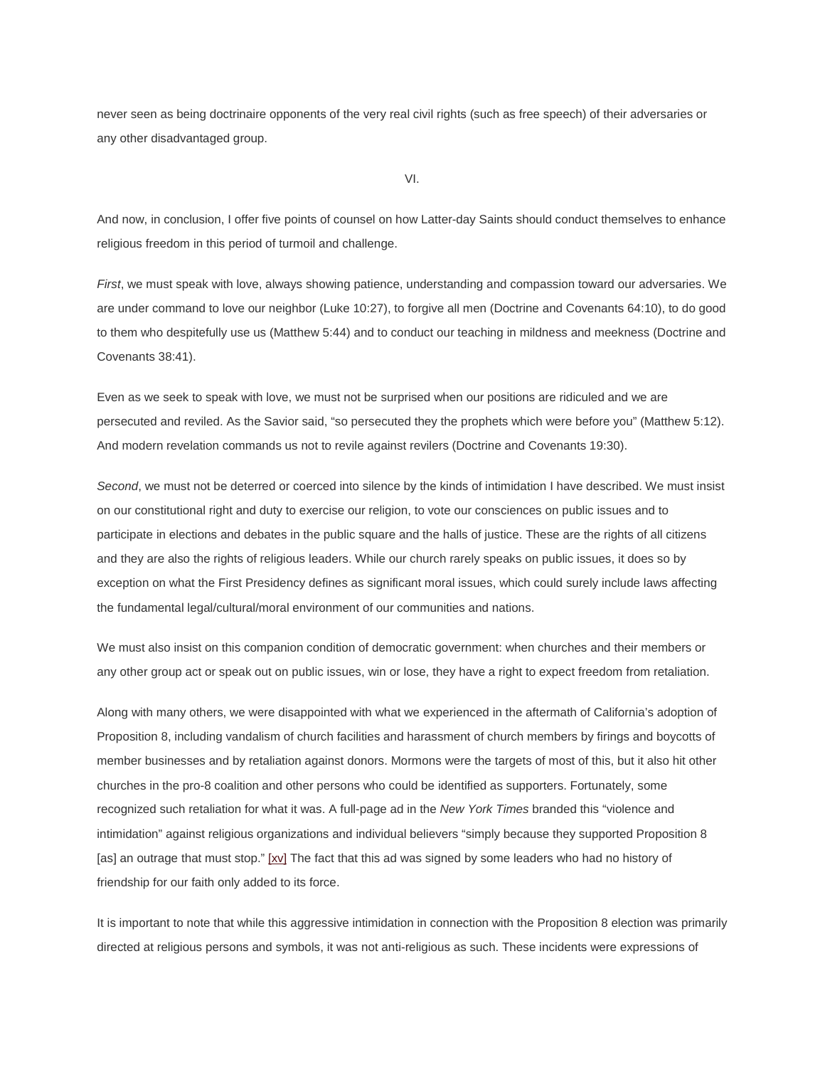never seen as being doctrinaire opponents of the very real civil rights (such as free speech) of their adversaries or any other disadvantaged group.

VI.

And now, in conclusion, I offer five points of counsel on how Latter-day Saints should conduct themselves to enhance religious freedom in this period of turmoil and challenge.

*First*, we must speak with love, always showing patience, understanding and compassion toward our adversaries. We are under command to love our neighbor (Luke 10:27), to forgive all men (Doctrine and Covenants 64:10), to do good to them who despitefully use us (Matthew 5:44) and to conduct our teaching in mildness and meekness (Doctrine and Covenants 38:41).

Even as we seek to speak with love, we must not be surprised when our positions are ridiculed and we are persecuted and reviled. As the Savior said, “so persecuted they the prophets which were before you” (Matthew 5:12). And modern revelation commands us not to revile against revilers (Doctrine and Covenants 19:30).

*Second*, we must not be deterred or coerced into silence by the kinds of intimidation I have described. We must insist on our constitutional right and duty to exercise our religion, to vote our consciences on public issues and to participate in elections and debates in the public square and the halls of justice. These are the rights of all citizens and they are also the rights of religious leaders. While our church rarely speaks on public issues, it does so by exception on what the First Presidency defines as significant moral issues, which could surely include laws affecting the fundamental legal/cultural/moral environment of our communities and nations.

We must also insist on this companion condition of democratic government: when churches and their members or any other group act or speak out on public issues, win or lose, they have a right to expect freedom from retaliation.

Along with many others, we were disappointed with what we experienced in the aftermath of California’s adoption of Proposition 8, including vandalism of church facilities and harassment of church members by firings and boycotts of member businesses and by retaliation against donors. Mormons were the targets of most of this, but it also hit other churches in the pro-8 coalition and other persons who could be identified as supporters. Fortunately, some recognized such retaliation for what it was. A full-page ad in the *New York Times* branded this “violence and intimidation” against religious organizations and individual believers “simply because they supported Proposition 8 [as] an outrage that must stop.” [xv] The fact that this ad was signed by some leaders who had no history of friendship for our faith only added to its force.

It is important to note that while this aggressive intimidation in connection with the Proposition 8 election was primarily directed at religious persons and symbols, it was not anti-religious as such. These incidents were expressions of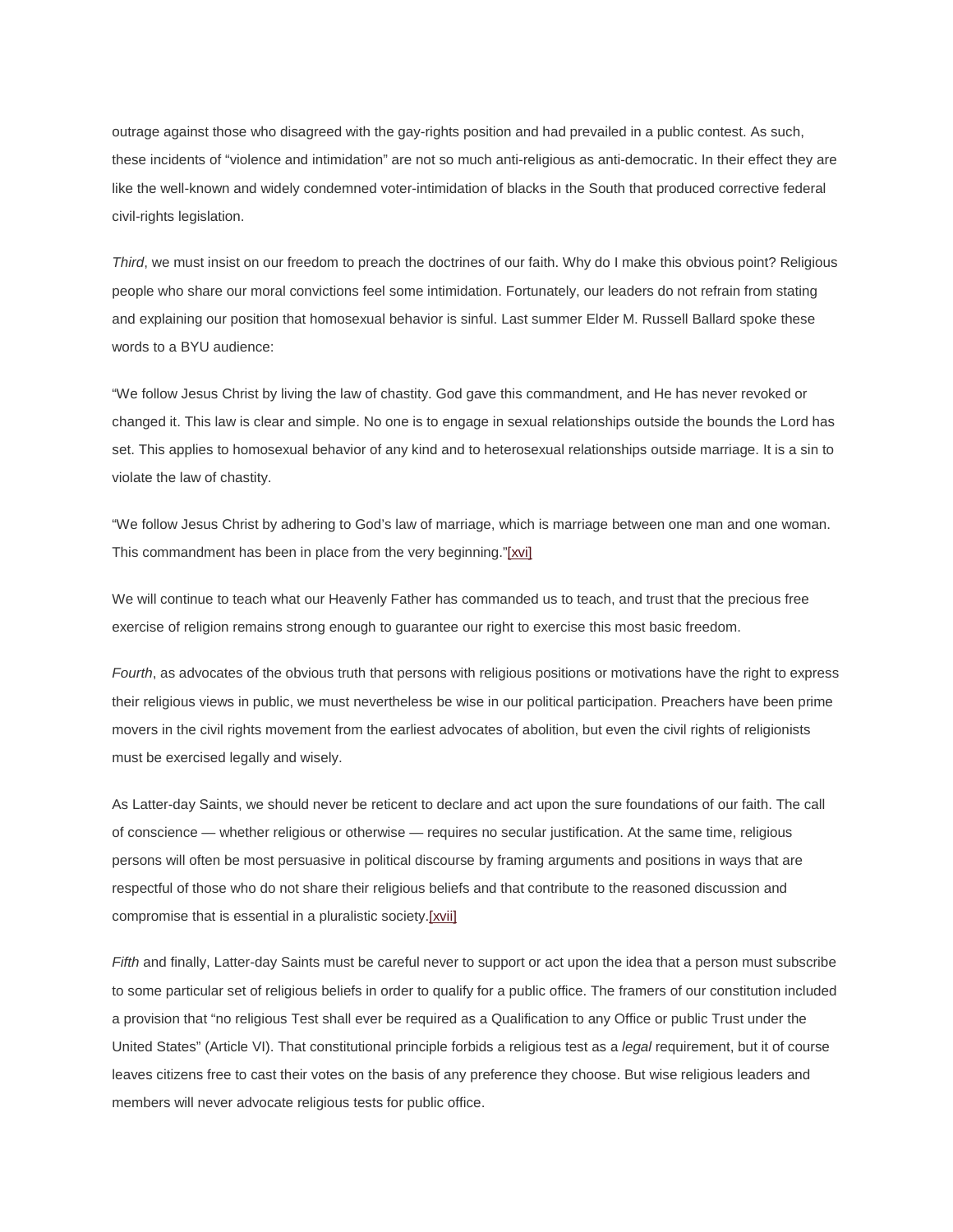outrage against those who disagreed with the gay-rights position and had prevailed in a public contest. As such, these incidents of "violence and intimidation" are not so much anti-religious as anti-democratic. In their effect they are like the well-known and widely condemned voter-intimidation of blacks in the South that produced corrective federal civil-rights legislation.

*Third*, we must insist on our freedom to preach the doctrines of our faith. Why do I make this obvious point? Religious people who share our moral convictions feel some intimidation. Fortunately, our leaders do not refrain from stating and explaining our position that homosexual behavior is sinful. Last summer Elder M. Russell Ballard spoke these words to a BYU audience:

"We follow Jesus Christ by living the law of chastity. God gave this commandment, and He has never revoked or changed it. This law is clear and simple. No one is to engage in sexual relationships outside the bounds the Lord has set. This applies to homosexual behavior of any kind and to heterosexual relationships outside marriage. It is a sin to violate the law of chastity.

"We follow Jesus Christ by adhering to God's law of marriage, which is marriage between one man and one woman. This commandment has been in place from the very beginning."[xvi]

We will continue to teach what our Heavenly Father has commanded us to teach, and trust that the precious free exercise of religion remains strong enough to guarantee our right to exercise this most basic freedom.

*Fourth*, as advocates of the obvious truth that persons with religious positions or motivations have the right to express their religious views in public, we must nevertheless be wise in our political participation. Preachers have been prime movers in the civil rights movement from the earliest advocates of abolition, but even the civil rights of religionists must be exercised legally and wisely.

As Latter-day Saints, we should never be reticent to declare and act upon the sure foundations of our faith. The call of conscience — whether religious or otherwise — requires no secular justification. At the same time, religious persons will often be most persuasive in political discourse by framing arguments and positions in ways that are respectful of those who do not share their religious beliefs and that contribute to the reasoned discussion and compromise that is essential in a pluralistic society.[xvii]

*Fifth* and finally, Latter-day Saints must be careful never to support or act upon the idea that a person must subscribe to some particular set of religious beliefs in order to qualify for a public office. The framers of our constitution included a provision that "no religious Test shall ever be required as a Qualification to any Office or public Trust under the United States" (Article VI). That constitutional principle forbids a religious test as a *legal* requirement, but it of course leaves citizens free to cast their votes on the basis of any preference they choose. But wise religious leaders and members will never advocate religious tests for public office.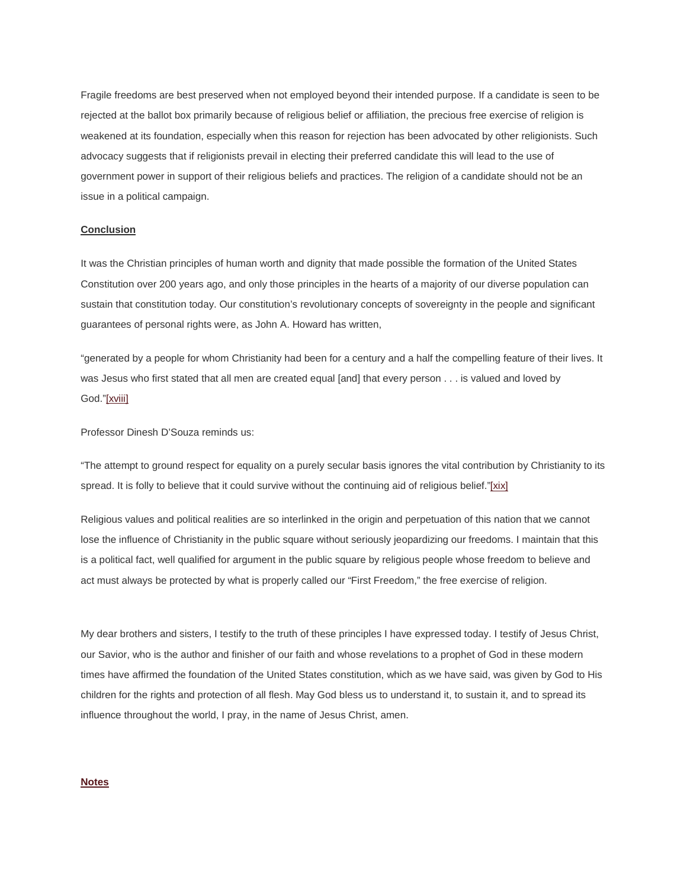Fragile freedoms are best preserved when not employed beyond their intended purpose. If a candidate is seen to be rejected at the ballot box primarily because of religious belief or affiliation, the precious free exercise of religion is weakened at its foundation, especially when this reason for rejection has been advocated by other religionists. Such advocacy suggests that if religionists prevail in electing their preferred candidate this will lead to the use of government power in support of their religious beliefs and practices. The religion of a candidate should not be an issue in a political campaign.

**Conclusion**

It was the Christian principles of human worth and dignity that made possible the formation of the United States Constitution over 200 years ago, and only those principles in the hearts of a majority of our diverse population can sustain that constitution today. Our constitution's revolutionary concepts of sovereignty in the people and significant guarantees of personal rights were, as John A. Howard has written,

"generated by a people for whom Christianity had been for a century and a half the compelling feature of their lives. It was Jesus who first stated that all men are created equal [and] that every person . . . is valued and loved by God."[xviii]

Professor Dinesh D'Souza reminds us:

"The attempt to ground respect for equality on a purely secular basis ignores the vital contribution by Christianity to its spread. It is folly to believe that it could survive without the continuing aid of religious belief."[xix]

Religious values and political realities are so interlinked in the origin and perpetuation of this nation that we cannot lose the influence of Christianity in the public square without seriously jeopardizing our freedoms. I maintain that this is a political fact, well qualified for argument in the public square by religious people whose freedom to believe and act must always be protected by what is properly called our "First Freedom," the free exercise of religion.

My dear brothers and sisters, I testify to the truth of these principles I have expressed today. I testify of Jesus Christ, our Savior, who is the author and finisher of our faith and whose revelations to a prophet of God in these modern times have affirmed the foundation of the United States constitution, which as we have said, was given by God to His children for the rights and protection of all flesh. May God bless us to understand it, to sustain it, and to spread its influence throughout the world, I pray, in the name of Jesus Christ, amen.

**Notes**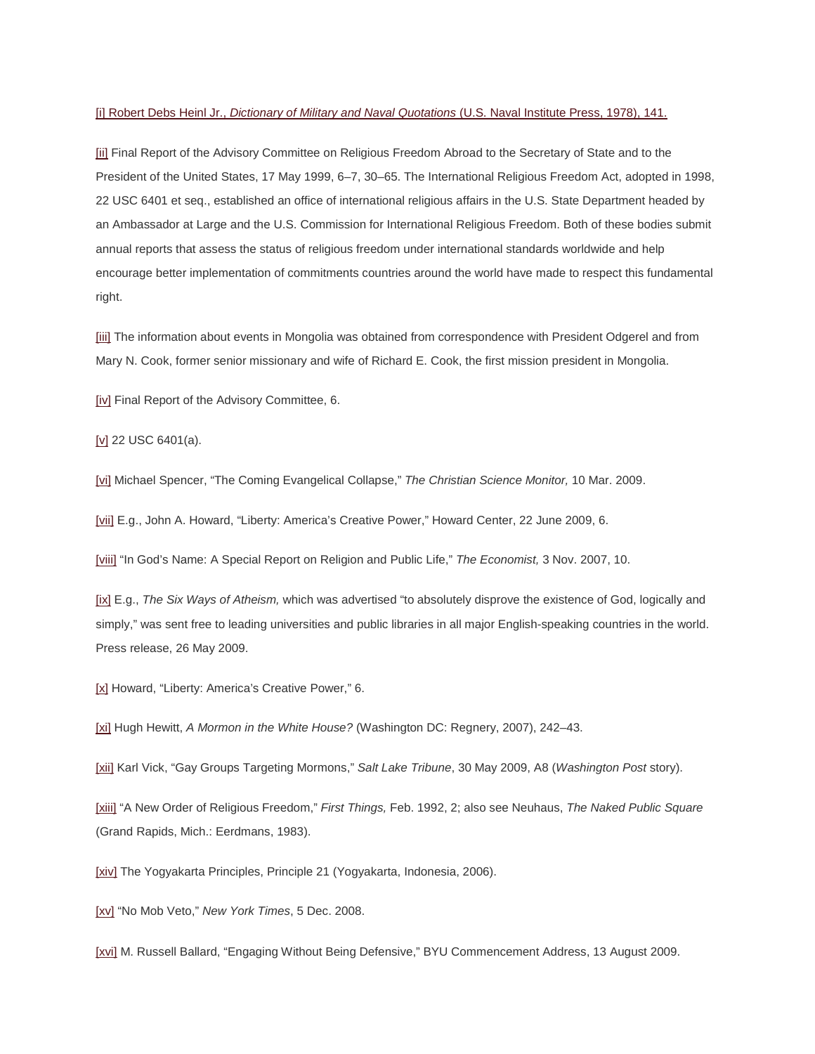[i] Robert Debs Heinl Jr., *Dictionary of Military and Naval Quotations* (U.S. Naval Institute Press, 1978), 141.

[ii] Final Report of the Advisory Committee on Religious Freedom Abroad to the Secretary of State and to the President of the United States, 17 May 1999, 6–7, 30–65. The International Religious Freedom Act, adopted in 1998, 22 USC 6401 et seq., established an office of international religious affairs in the U.S. State Department headed by an Ambassador at Large and the U.S. Commission for International Religious Freedom. Both of these bodies submit annual reports that assess the status of religious freedom under international standards worldwide and help encourage better implementation of commitments countries around the world have made to respect this fundamental right.

[iii] The information about events in Mongolia was obtained from correspondence with President Odgerel and from Mary N. Cook, former senior missionary and wife of Richard E. Cook, the first mission president in Mongolia.

[iv] Final Report of the Advisory Committee, 6.

[v] 22 USC 6401(a).

[vi] Michael Spencer, “The Coming Evangelical Collapse,” *The Christian Science Monitor,* 10 Mar. 2009.

[vii] E.g., John A. Howard, “Liberty: America’s Creative Power,” Howard Center, 22 June 2009, 6.

[viii] “In God’s Name: A Special Report on Religion and Public Life,” *The Economist,* 3 Nov. 2007, 10.

[ix] E.g., *The Six Ways of Atheism,* which was advertised “to absolutely disprove the existence of God, logically and simply,” was sent free to leading universities and public libraries in all major English-speaking countries in the world. Press release, 26 May 2009.

[x] Howard, “Liberty: America’s Creative Power,” 6.

[xi] Hugh Hewitt, *A Mormon in the White House?* (Washington DC: Regnery, 2007), 242–43.

[xii] Karl Vick, “Gay Groups Targeting Mormons,” *Salt Lake Tribune*, 30 May 2009, A8 (*Washington Post* story).

[xiii] “A New Order of Religious Freedom,” *First Things,* Feb. 1992, 2; also see Neuhaus, *The Naked Public Square* (Grand Rapids, Mich.: Eerdmans, 1983).

[xiv] The Yogyakarta Principles, Principle 21 (Yogyakarta, Indonesia, 2006).

[xv] “No Mob Veto,” *New York Times*, 5 Dec. 2008.

[xvi] M. Russell Ballard, “Engaging Without Being Defensive,” BYU Commencement Address, 13 August 2009.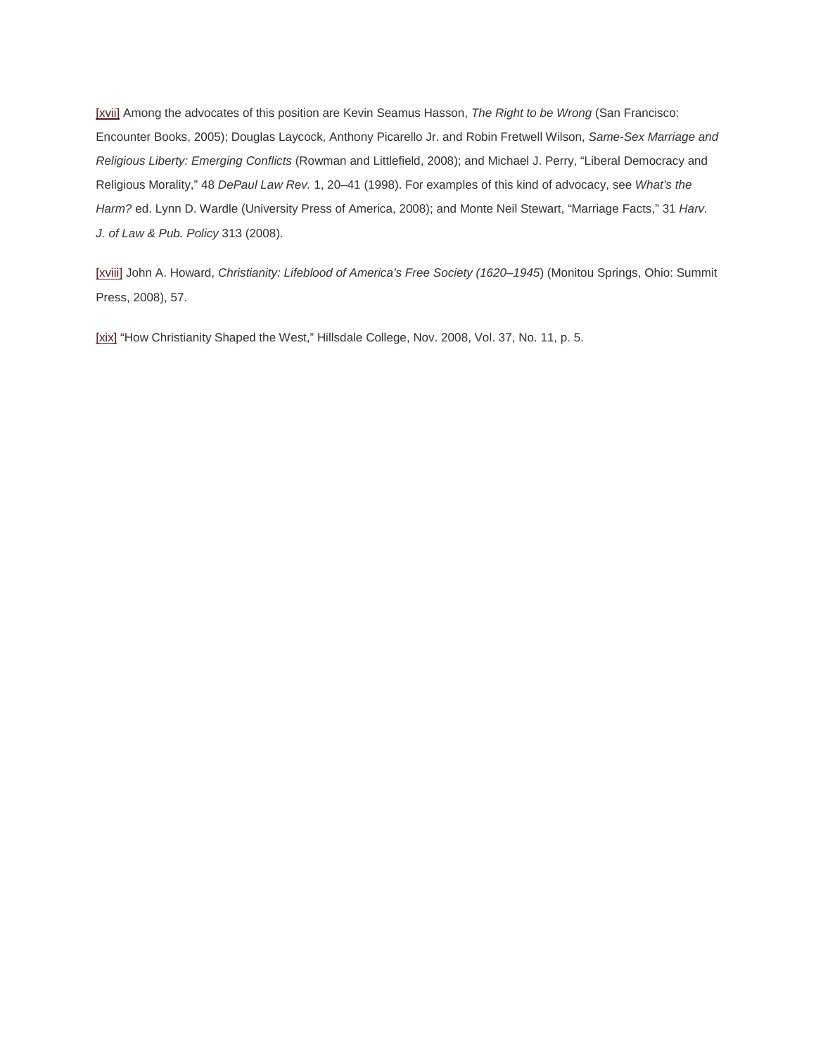[xvii] Among the advocates of this position are Kevin Seamus Hasson, *The Right to be Wrong* (San Francisco: Encounter Books, 2005); Douglas Laycock, Anthony Picarello Jr. and Robin Fretwell Wilson, *Same-Sex Marriage and Religious Liberty: Emerging Conflicts* (Rowman and Littlefield, 2008); and Michael J. Perry, "Liberal Democracy and Religious Morality," 48 *DePaul Law Rev.* 1, 20–41 (1998). For examples of this kind of advocacy, see *What's the Harm?* ed. Lynn D. Wardle (University Press of America, 2008); and Monte Neil Stewart, "Marriage Facts," 31 *Harv. J. of Law & Pub. Policy* 313 (2008).

[xviii] John A. Howard, *Christianity: Lifeblood of America's Free Society (1620–1945*) (Monitou Springs, Ohio: Summit Press, 2008), 57.

[xix] "How Christianity Shaped the West," Hillsdale College, Nov. 2008, Vol. 37, No. 11, p. 5.